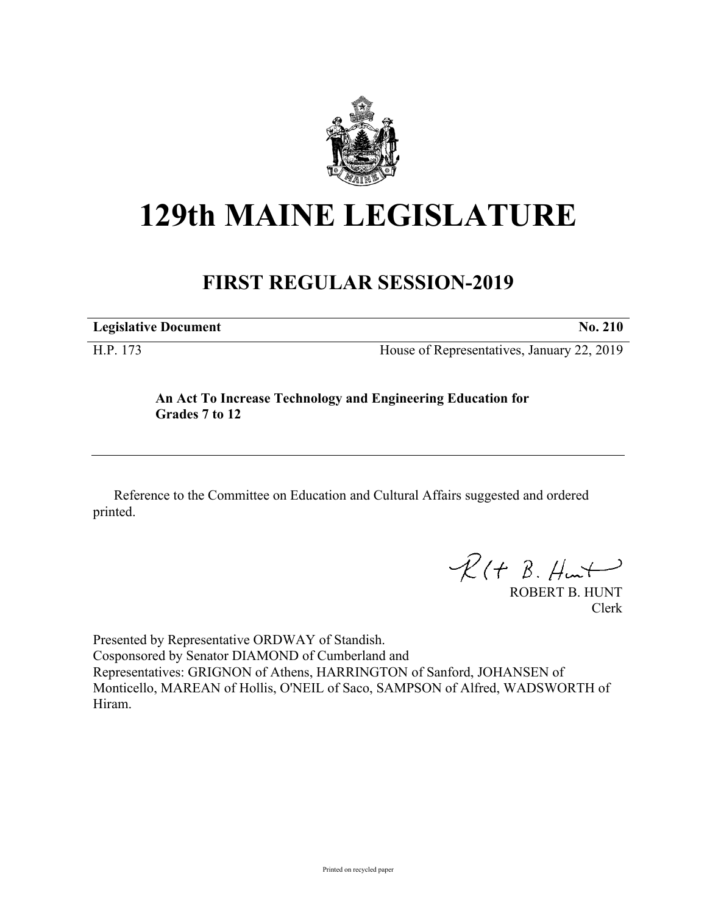# 129th MAINE LEGISLATURE

## FIRST REGULAR SESSION-2019

| **Legislative Document** | **No. 210** |
|---|---|
| H.P. 173 | House of Representatives, January 22, 2019 |

**An Act To Increase Technology and Engineering Education for Grades 7 to 12**

---

Reference to the Committee on Education and Cultural Affairs suggested and ordered printed.

ROBERT B. HUNT
Clerk

Presented by Representative ORDWAY of Standish.
Cosponsored by Senator DIAMOND of Cumberland and
Representatives: GRIGNON of Athens, HARRINGTON of Sanford, JOHANSEN of Monticello, MAREAN of Hollis, O'NEIL of Saco, SAMPSON of Alfred, WADSWORTH of Hiram.

Printed on recycled paper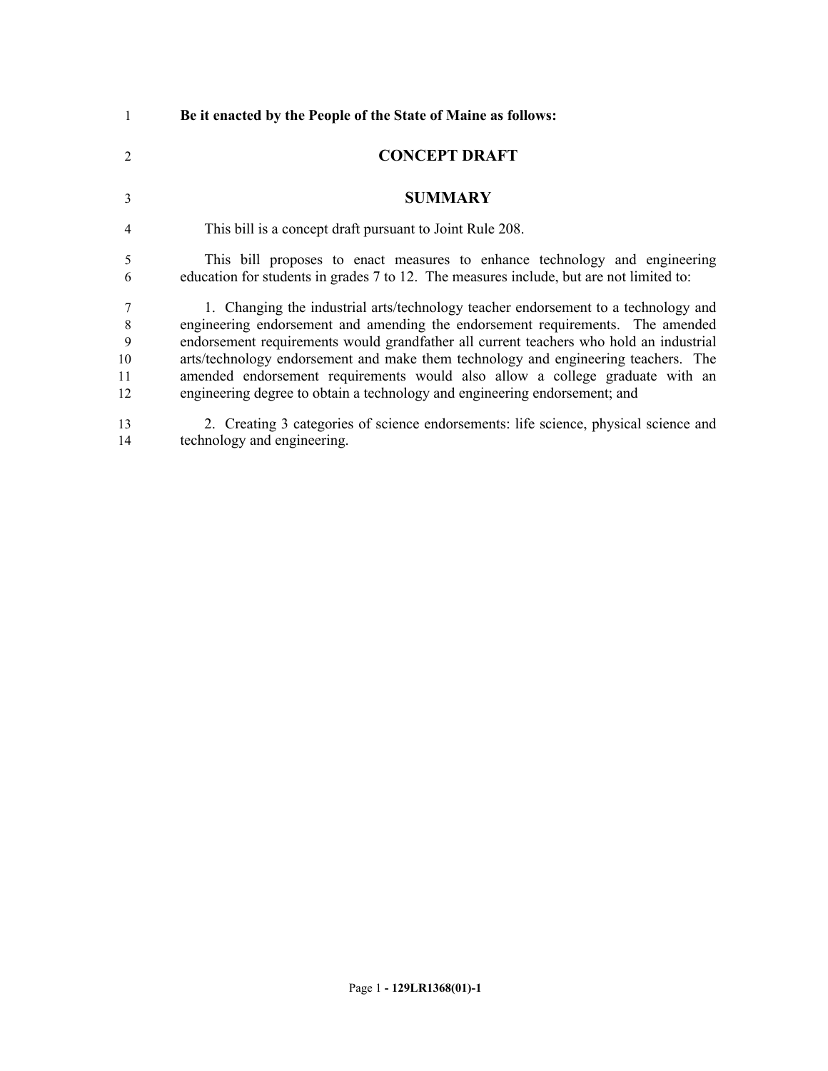**Be it enacted by the People of the State of Maine as follows:**

## CONCEPT DRAFT

## SUMMARY

This bill is a concept draft pursuant to Joint Rule 208.

This bill proposes to enact measures to enhance technology and engineering education for students in grades 7 to 12. The measures include, but are not limited to:

1. Changing the industrial arts/technology teacher endorsement to a technology and engineering endorsement and amending the endorsement requirements. The amended endorsement requirements would grandfather all current teachers who hold an industrial arts/technology endorsement and make them technology and engineering teachers. The amended endorsement requirements would also allow a college graduate with an engineering degree to obtain a technology and engineering endorsement; and

2. Creating 3 categories of science endorsements: life science, physical science and technology and engineering.